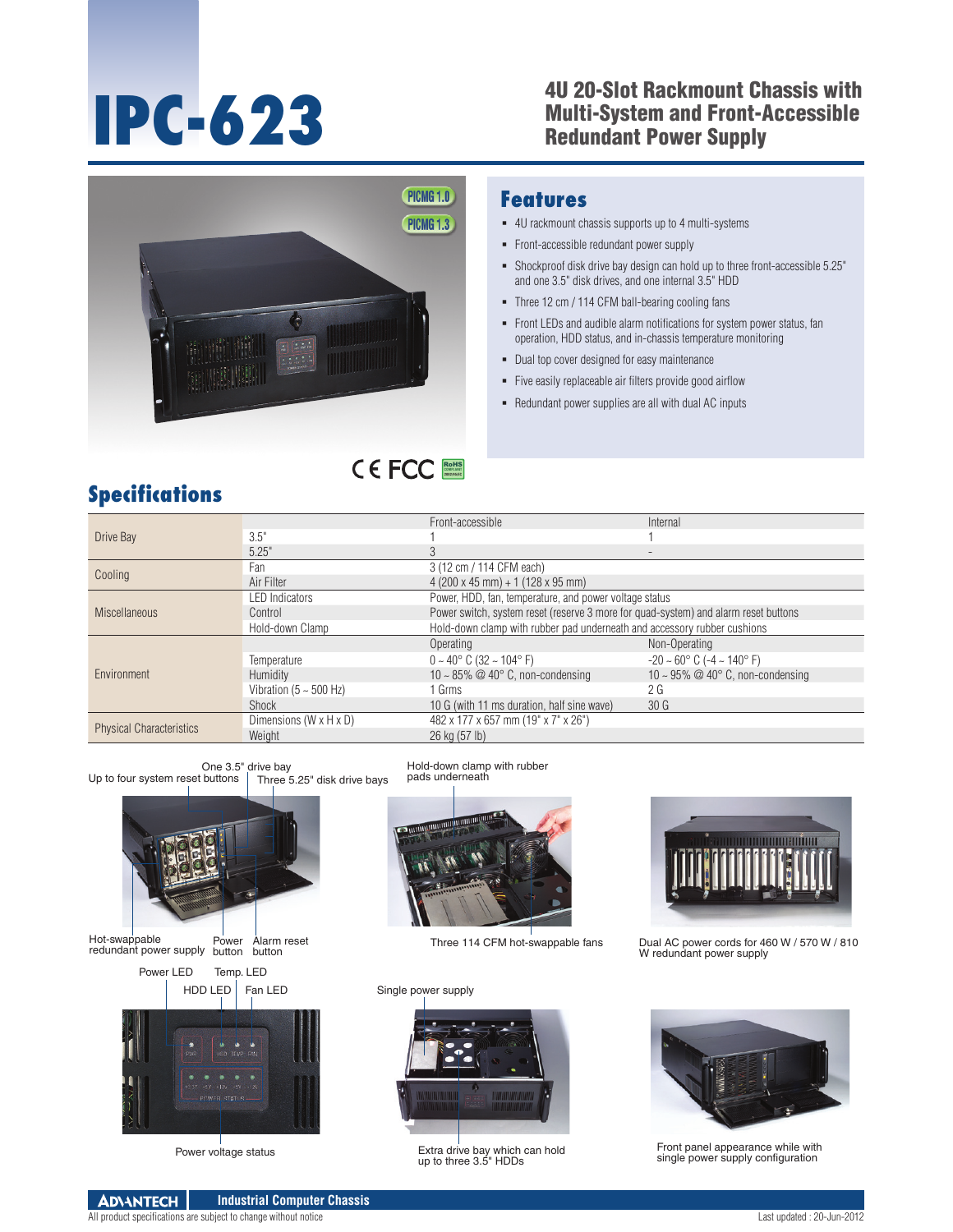# IPC-623

## 4U 20-Slot Rackmount Chassis with Multi-System and Front-Accessible Redundant Power Supply

PICMG 1.0

PICMG 1.3

## Features

- 4U rackmount chassis supports up to 4 multi-systems
- Front-accessible redundant power supply
- Shockproof disk drive bay design can hold up to three front-accessible 5.25" and one 3.5" disk drives, and one internal 3.5" HDD
- Three 12 cm / 114 CFM ball-bearing cooling fans
- Front LEDs and audible alarm notifications for system power status, fan operation, HDD status, and in-chassis temperature monitoring
- Dual top cover designed for easy maintenance
- Five easily replaceable air filters provide good airflow
- Redundant power supplies are all with dual AC inputs

CE FCC RoHS

## Specifications

| | | | |
|---|---|---|---|
| Drive Bay | | Front-accessible | Internal |
| | 3.5" | 1 | 1 |
| | 5.25" | 3 | - |
| Cooling | Fan | 3 (12 cm / 114 CFM each) | |
| | Air Filter | 4 (200 x 45 mm) + 1 (128 x 95 mm) | |
| Miscellaneous | LED Indicators | Power, HDD, fan, temperature, and power voltage status | |
| | Control | Power switch, system reset (reserve 3 more for quad-system) and alarm reset buttons | |
| | Hold-down Clamp | Hold-down clamp with rubber pad underneath and accessory rubber cushions | |
| Environment | | Operating | Non-Operating |
| | Temperature | 0 ~ 40° C (32 ~ 104° F) | -20 ~ 60° C (-4 ~ 140° F) |
| | Humidity | 10 ~ 85% @ 40° C, non-condensing | 10 ~ 95% @ 40° C, non-condensing |
| | Vibration (5 ~ 500 Hz) | 1 Grms | 2 G |
| | Shock | 10 G (with 11 ms duration, half sine wave) | 30 G |
| Physical Characteristics | Dimensions (W x H x D) | 482 x 177 x 657 mm (19" x 7" x 26") | |
| | Weight | 26 kg (57 lb) | |

One 3.5" drive bay

Up to four system reset buttons

Three 5.25" disk drive bays

Hot-swappable redundant power supply

Power button

Alarm reset button

Hold-down clamp with rubber pads underneath

Three 114 CFM hot-swappable fans

Dual AC power cords for 460 W / 570 W / 810 W redundant power supply

Power LED

Temp. LED

HDD LED

Fan LED

Power voltage status

Single power supply

Extra drive bay which can hold up to three 3.5" HDDs

Front panel appearance while with single power supply configuration

ADVANTECH Industrial Computer Chassis

All product specifications are subject to change without notice

Last updated : 20-Jun-2012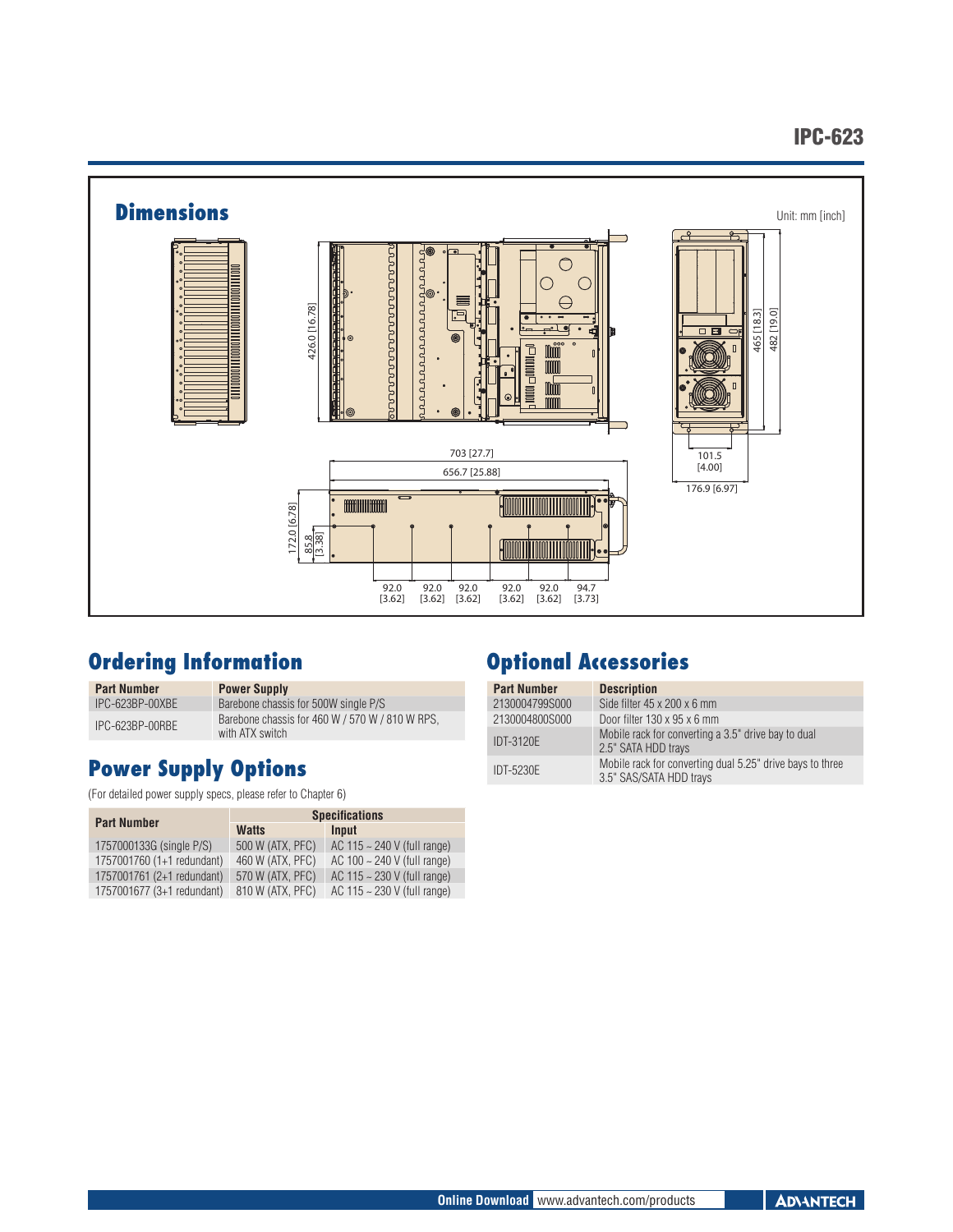## Dimensions

Unit: mm [inch]

426.0 [16.78]

465 [18.3]

482 [19.0]

703 [27.7]

656.7 [25.88]

101.5 [4.00]

176.9 [6.97]

172.0 [6.78]

85.8 [3.38]

92.0 [3.62] 92.0 [3.62] 92.0 [3.62] 92.0 [3.62] 92.0 [3.62] 94.7 [3.73]

## Ordering Information

| Part Number | Power Supply |
|---|---|
| IPC-623BP-00XBE | Barebone chassis for 500W single P/S |
| IPC-623BP-00RBE | Barebone chassis for 460 W / 570 W / 810 W RPS, with ATX switch |

## Power Supply Options

(For detailed power supply specs, please refer to Chapter 6)

| Part Number | Specifications | |
|---|---|---|
| | Watts | Input |
| 1757000133G (single P/S) | 500 W (ATX, PFC) | AC 115 ~ 240 V (full range) |
| 1757001760 (1+1 redundant) | 460 W (ATX, PFC) | AC 100 ~ 240 V (full range) |
| 1757001761 (2+1 redundant) | 570 W (ATX, PFC) | AC 115 ~ 230 V (full range) |
| 1757001677 (3+1 redundant) | 810 W (ATX, PFC) | AC 115 ~ 230 V (full range) |

## Optional Accessories

| Part Number | Description |
|---|---|
| 2130004799S000 | Side filter 45 x 200 x 6 mm |
| 2130004800S000 | Door filter 130 x 95 x 6 mm |
| IDT-3120E | Mobile rack for converting a 3.5" drive bay to dual 2.5" SATA HDD trays |
| IDT-5230E | Mobile rack for converting dual 5.25" drive bays to three 3.5" SAS/SATA HDD trays |